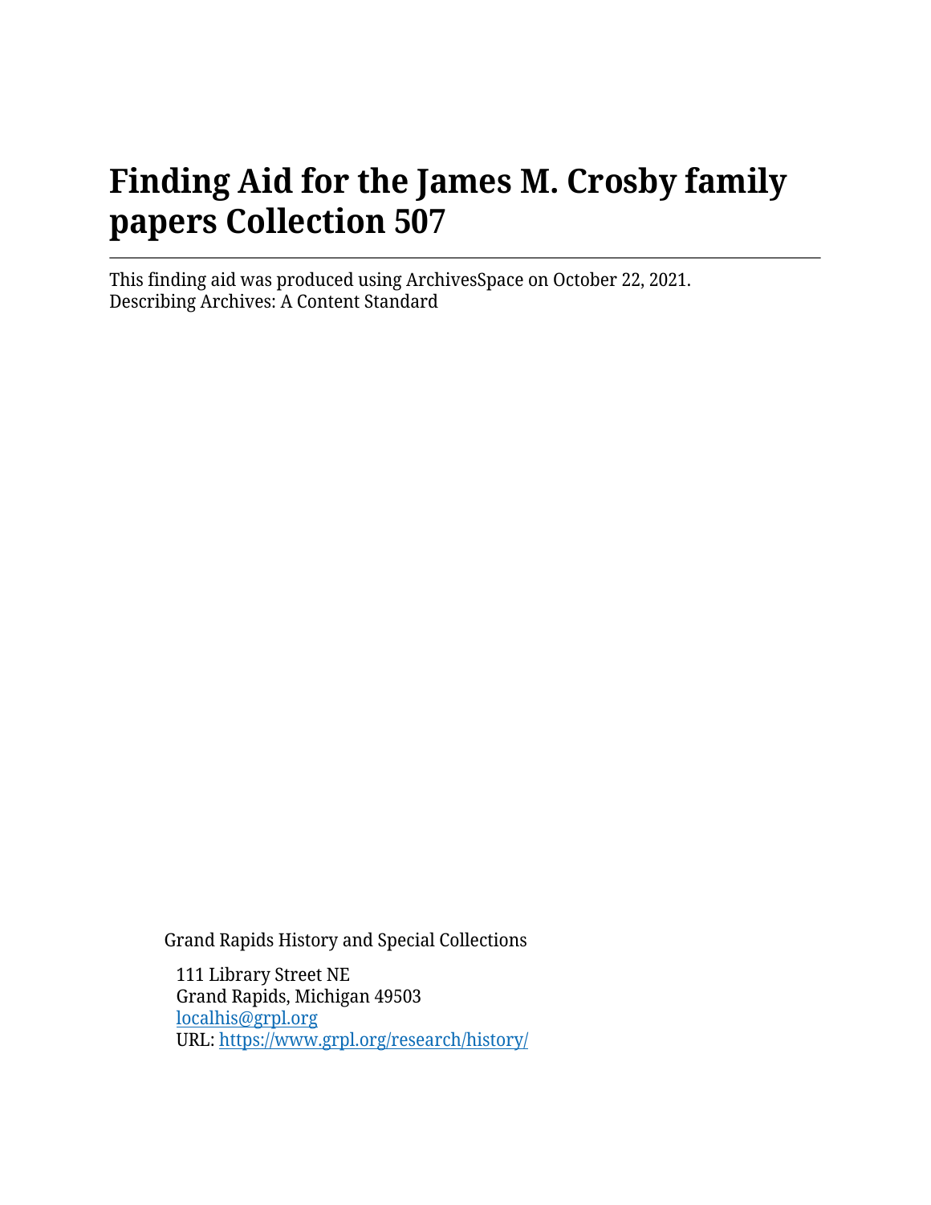# Finding Aid for the James M. Crosby family papers Collection 507

---

This finding aid was produced using ArchivesSpace on October 22, 2021.
Describing Archives: A Content Standard

Grand Rapids History and Special Collections

111 Library Street NE
Grand Rapids, Michigan 49503
[localhis@grpl.org](mailto:localhis@grpl.org)
URL: [https://www.grpl.org/research/history/](https://www.grpl.org/research/history/)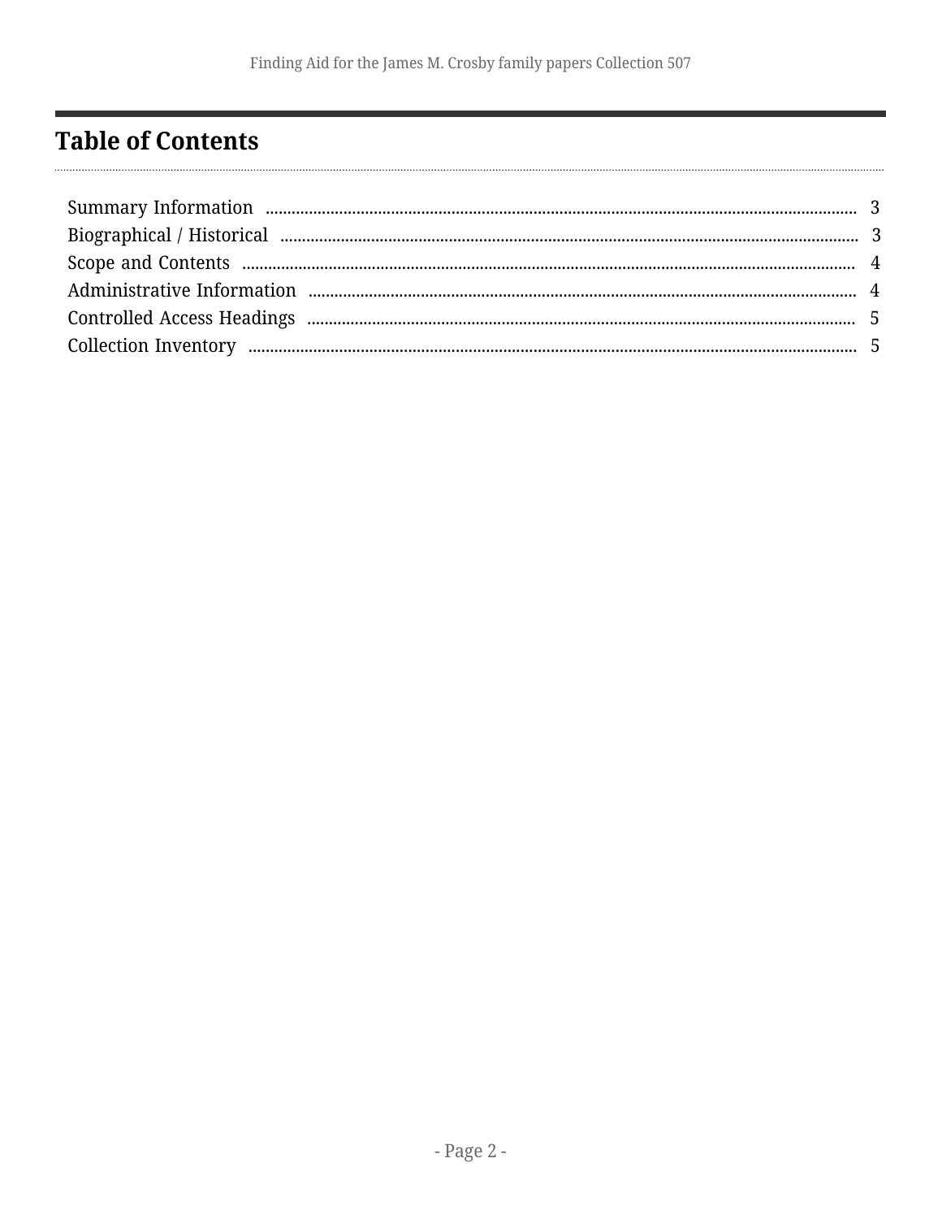# Table of Contents

- Summary Information ........ 3
- Biographical / Historical ........ 3
- Scope and Contents ........ 4
- Administrative Information ........ 4
- Controlled Access Headings ........ 5
- Collection Inventory ........ 5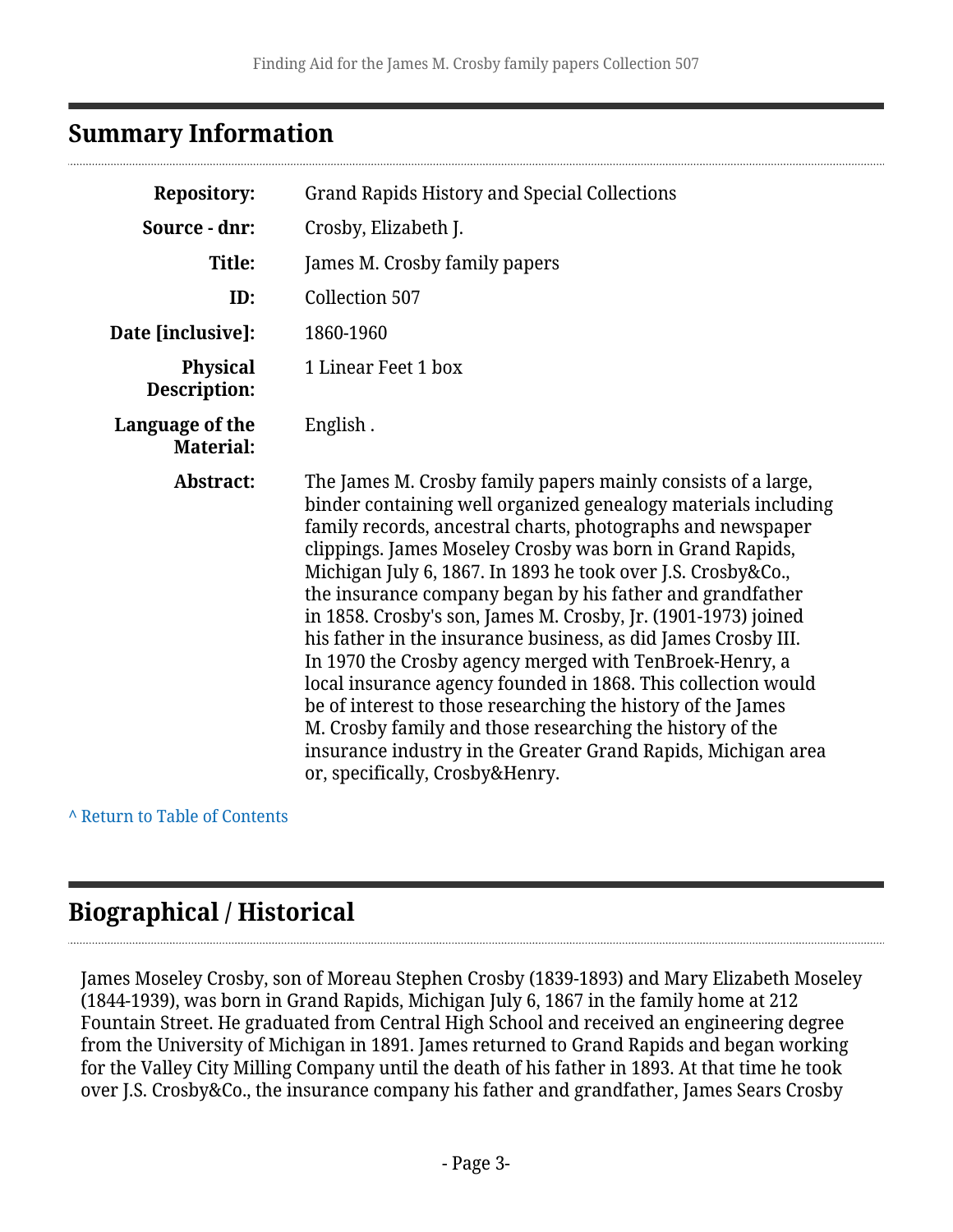## Summary Information

| | |
|---|---|
| **Repository:** | Grand Rapids History and Special Collections |
| **Source - dnr:** | Crosby, Elizabeth J. |
| **Title:** | James M. Crosby family papers |
| **ID:** | Collection 507 |
| **Date [inclusive]:** | 1860-1960 |
| **Physical Description:** | 1 Linear Feet 1 box |
| **Language of the Material:** | English . |
| **Abstract:** | The James M. Crosby family papers mainly consists of a large, binder containing well organized genealogy materials including family records, ancestral charts, photographs and newspaper clippings. James Moseley Crosby was born in Grand Rapids, Michigan July 6, 1867. In 1893 he took over J.S. Crosby&Co., the insurance company began by his father and grandfather in 1858. Crosby's son, James M. Crosby, Jr. (1901-1973) joined his father in the insurance business, as did James Crosby III. In 1970 the Crosby agency merged with TenBroek-Henry, a local insurance agency founded in 1868. This collection would be of interest to those researching the history of the James M. Crosby family and those researching the history of the insurance industry in the Greater Grand Rapids, Michigan area or, specifically, Crosby&Henry. |

^ Return to Table of Contents

## Biographical / Historical

James Moseley Crosby, son of Moreau Stephen Crosby (1839-1893) and Mary Elizabeth Moseley (1844-1939), was born in Grand Rapids, Michigan July 6, 1867 in the family home at 212 Fountain Street. He graduated from Central High School and received an engineering degree from the University of Michigan in 1891. James returned to Grand Rapids and began working for the Valley City Milling Company until the death of his father in 1893. At that time he took over J.S. Crosby&Co., the insurance company his father and grandfather, James Sears Crosby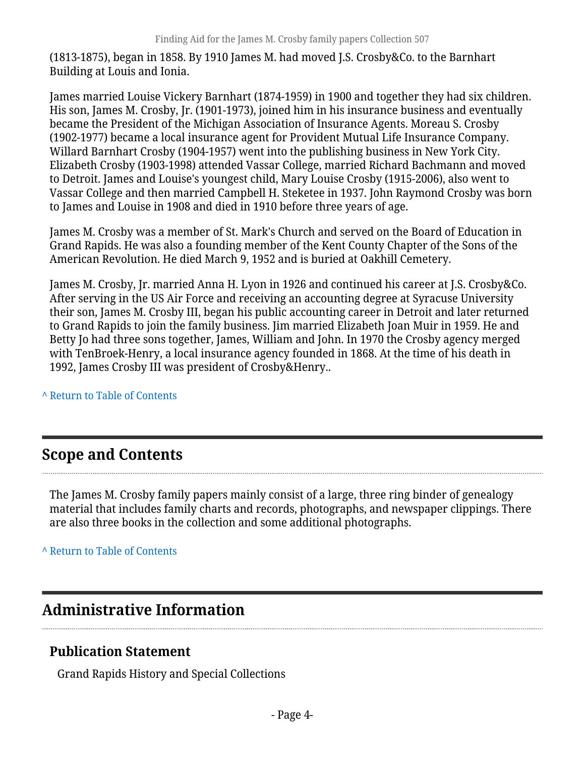(1813-1875), began in 1858. By 1910 James M. had moved J.S. Crosby&Co. to the Barnhart Building at Louis and Ionia.

James married Louise Vickery Barnhart (1874-1959) in 1900 and together they had six children. His son, James M. Crosby, Jr. (1901-1973), joined him in his insurance business and eventually became the President of the Michigan Association of Insurance Agents. Moreau S. Crosby (1902-1977) became a local insurance agent for Provident Mutual Life Insurance Company. Willard Barnhart Crosby (1904-1957) went into the publishing business in New York City. Elizabeth Crosby (1903-1998) attended Vassar College, married Richard Bachmann and moved to Detroit. James and Louise's youngest child, Mary Louise Crosby (1915-2006), also went to Vassar College and then married Campbell H. Steketee in 1937. John Raymond Crosby was born to James and Louise in 1908 and died in 1910 before three years of age.

James M. Crosby was a member of St. Mark's Church and served on the Board of Education in Grand Rapids. He was also a founding member of the Kent County Chapter of the Sons of the American Revolution. He died March 9, 1952 and is buried at Oakhill Cemetery.

James M. Crosby, Jr. married Anna H. Lyon in 1926 and continued his career at J.S. Crosby&Co. After serving in the US Air Force and receiving an accounting degree at Syracuse University their son, James M. Crosby III, began his public accounting career in Detroit and later returned to Grand Rapids to join the family business. Jim married Elizabeth Joan Muir in 1959. He and Betty Jo had three sons together, James, William and John. In 1970 the Crosby agency merged with TenBroek-Henry, a local insurance agency founded in 1868. At the time of his death in 1992, James Crosby III was president of Crosby&Henry..

^ Return to Table of Contents

## Scope and Contents

The James M. Crosby family papers mainly consist of a large, three ring binder of genealogy material that includes family charts and records, photographs, and newspaper clippings. There are also three books in the collection and some additional photographs.

^ Return to Table of Contents

## Administrative Information

### Publication Statement

Grand Rapids History and Special Collections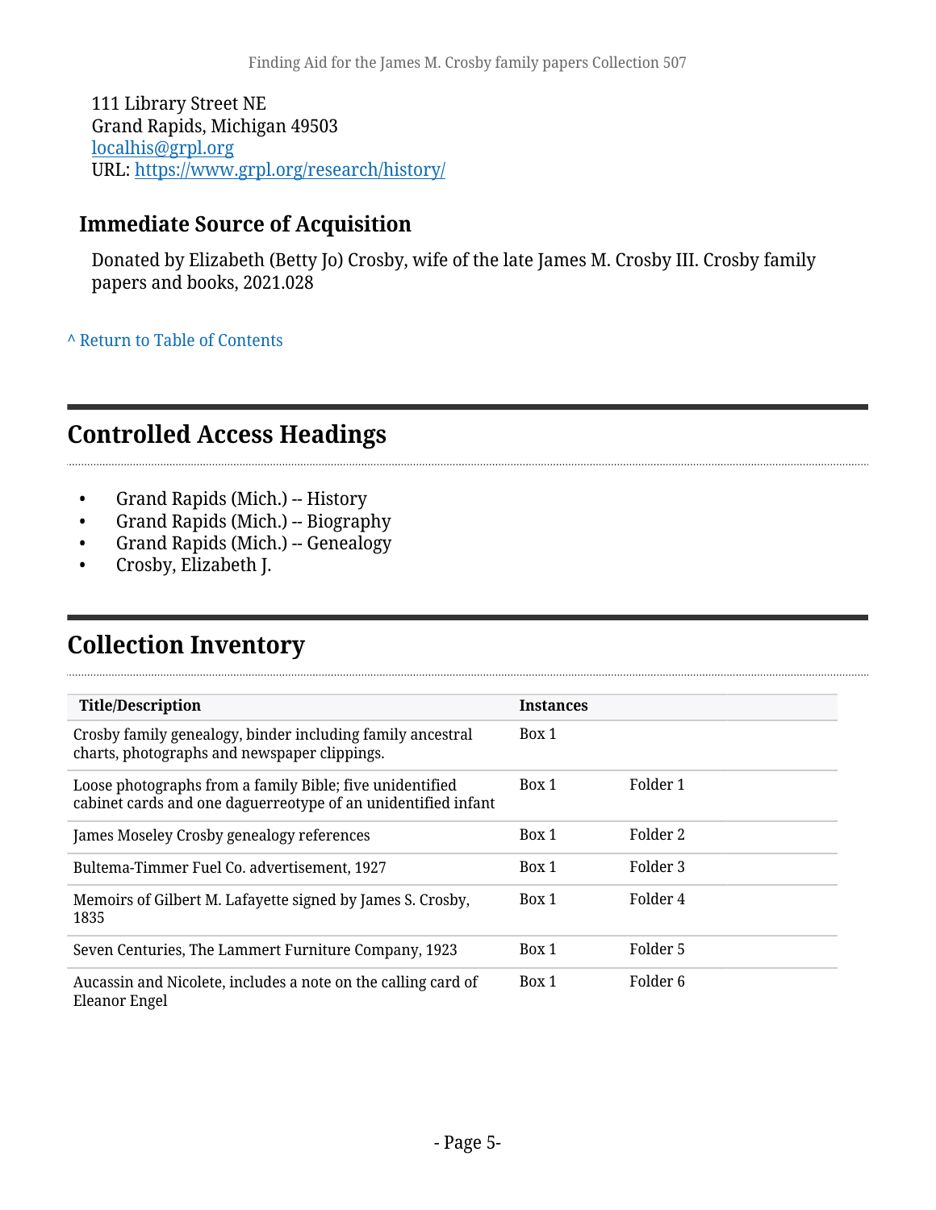111 Library Street NE
Grand Rapids, Michigan 49503
localhis@grpl.org
URL: https://www.grpl.org/research/history/

### Immediate Source of Acquisition

Donated by Elizabeth (Betty Jo) Crosby, wife of the late James M. Crosby III. Crosby family papers and books, 2021.028

^ Return to Table of Contents

## Controlled Access Headings

- Grand Rapids (Mich.) -- History
- Grand Rapids (Mich.) -- Biography
- Grand Rapids (Mich.) -- Genealogy
- Crosby, Elizabeth J.

## Collection Inventory

| Title/Description | Instances | |
|---|---|---|
| Crosby family genealogy, binder including family ancestral charts, photographs and newspaper clippings. | Box 1 | |
| Loose photographs from a family Bible; five unidentified cabinet cards and one daguerreotype of an unidentified infant | Box 1 | Folder 1 |
| James Moseley Crosby genealogy references | Box 1 | Folder 2 |
| Bultema-Timmer Fuel Co. advertisement, 1927 | Box 1 | Folder 3 |
| Memoirs of Gilbert M. Lafayette signed by James S. Crosby, 1835 | Box 1 | Folder 4 |
| Seven Centuries, The Lammert Furniture Company, 1923 | Box 1 | Folder 5 |
| Aucassin and Nicolete, includes a note on the calling card of Eleanor Engel | Box 1 | Folder 6 |